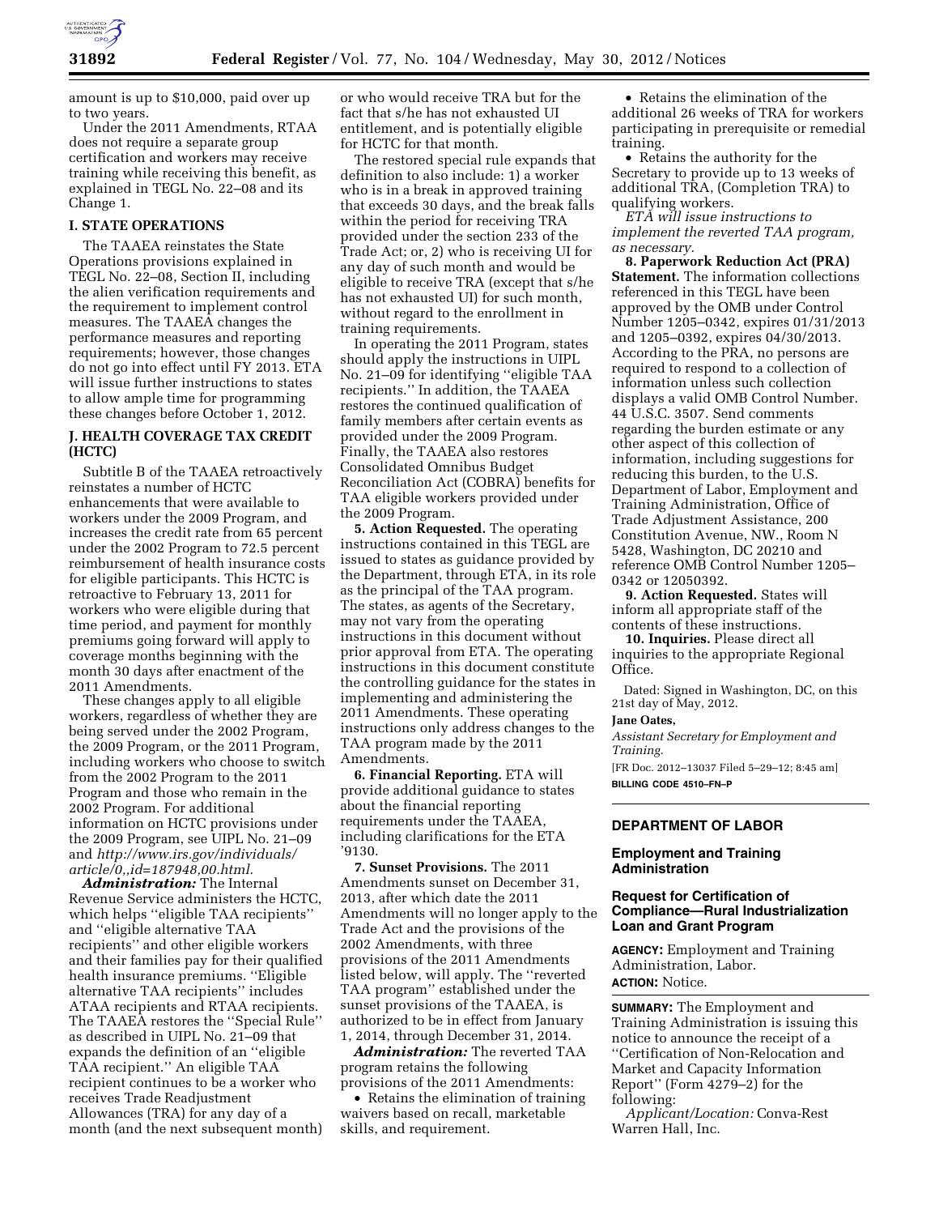amount is up to $10,000, paid over up to two years.

Under the 2011 Amendments, RTAA does not require a separate group certification and workers may receive training while receiving this benefit, as explained in TEGL No. 22–08 and its Change 1.

## I. STATE OPERATIONS

The TAAEA reinstates the State Operations provisions explained in TEGL No. 22–08, Section II, including the alien verification requirements and the requirement to implement control measures. The TAAEA changes the performance measures and reporting requirements; however, those changes do not go into effect until FY 2013. ETA will issue further instructions to states to allow ample time for programming these changes before October 1, 2012.

## J. HEALTH COVERAGE TAX CREDIT (HCTC)

Subtitle B of the TAAEA retroactively reinstates a number of HCTC enhancements that were available to workers under the 2009 Program, and increases the credit rate from 65 percent under the 2002 Program to 72.5 percent reimbursement of health insurance costs for eligible participants. This HCTC is retroactive to February 13, 2011 for workers who were eligible during that time period, and payment for monthly premiums going forward will apply to coverage months beginning with the month 30 days after enactment of the 2011 Amendments.

These changes apply to all eligible workers, regardless of whether they are being served under the 2002 Program, the 2009 Program, or the 2011 Program, including workers who choose to switch from the 2002 Program to the 2011 Program and those who remain in the 2002 Program. For additional information on HCTC provisions under the 2009 Program, see UIPL No. 21–09 and *http://www.irs.gov/individuals/article/0,,id=187948,00.html.*

***Administration:*** The Internal Revenue Service administers the HCTC, which helps ''eligible TAA recipients'' and ''eligible alternative TAA recipients'' and other eligible workers and their families pay for their qualified health insurance premiums. ''Eligible alternative TAA recipients'' includes ATAA recipients and RTAA recipients. The TAAEA restores the ''Special Rule'' as described in UIPL No. 21–09 that expands the definition of an ''eligible TAA recipient.'' An eligible TAA recipient continues to be a worker who receives Trade Readjustment Allowances (TRA) for any day of a month (and the next subsequent month) or who would receive TRA but for the fact that s/he has not exhausted UI entitlement, and is potentially eligible for HCTC for that month.

The restored special rule expands that definition to also include: 1) a worker who is in a break in approved training that exceeds 30 days, and the break falls within the period for receiving TRA provided under the section 233 of the Trade Act; or, 2) who is receiving UI for any day of such month and would be eligible to receive TRA (except that s/he has not exhausted UI) for such month, without regard to the enrollment in training requirements.

In operating the 2011 Program, states should apply the instructions in UIPL No. 21–09 for identifying ''eligible TAA recipients.'' In addition, the TAAEA restores the continued qualification of family members after certain events as provided under the 2009 Program. Finally, the TAAEA also restores Consolidated Omnibus Budget Reconciliation Act (COBRA) benefits for TAA eligible workers provided under the 2009 Program.

**5. Action Requested.** The operating instructions contained in this TEGL are issued to states as guidance provided by the Department, through ETA, in its role as the principal of the TAA program. The states, as agents of the Secretary, may not vary from the operating instructions in this document without prior approval from ETA. The operating instructions in this document constitute the controlling guidance for the states in implementing and administering the 2011 Amendments. These operating instructions only address changes to the TAA program made by the 2011 Amendments.

**6. Financial Reporting.** ETA will provide additional guidance to states about the financial reporting requirements under the TAAEA, including clarifications for the ETA '9130.

**7. Sunset Provisions.** The 2011 Amendments sunset on December 31, 2013, after which date the 2011 Amendments will no longer apply to the Trade Act and the provisions of the 2002 Amendments, with three provisions of the 2011 Amendments listed below, will apply. The ''reverted TAA program'' established under the sunset provisions of the TAAEA, is authorized to be in effect from January 1, 2014, through December 31, 2014.

***Administration:*** The reverted TAA program retains the following provisions of the 2011 Amendments:

- Retains the elimination of training waivers based on recall, marketable skills, and requirement.
- Retains the elimination of the additional 26 weeks of TRA for workers participating in prerequisite or remedial training.
- Retains the authority for the Secretary to provide up to 13 weeks of additional TRA, (Completion TRA) to qualifying workers.

*ETA will issue instructions to implement the reverted TAA program, as necessary.*

**8. Paperwork Reduction Act (PRA) Statement.** The information collections referenced in this TEGL have been approved by the OMB under Control Number 1205–0342, expires 01/31/2013 and 1205–0392, expires 04/30/2013. According to the PRA, no persons are required to respond to a collection of information unless such collection displays a valid OMB Control Number. 44 U.S.C. 3507. Send comments regarding the burden estimate or any other aspect of this collection of information, including suggestions for reducing this burden, to the U.S. Department of Labor, Employment and Training Administration, Office of Trade Adjustment Assistance, 200 Constitution Avenue, NW., Room N 5428, Washington, DC 20210 and reference OMB Control Number 1205–0342 or 12050392.

**9. Action Requested.** States will inform all appropriate staff of the contents of these instructions.

**10. Inquiries.** Please direct all inquiries to the appropriate Regional Office.

Dated: Signed in Washington, DC, on this 21st day of May, 2012.

**Jane Oates,**

*Assistant Secretary for Employment and Training.*

[FR Doc. 2012–13037 Filed 5–29–12; 8:45 am]

**BILLING CODE 4510–FN–P**

---

## DEPARTMENT OF LABOR

### Employment and Training Administration

### Request for Certification of Compliance—Rural Industrialization Loan and Grant Program

**AGENCY:** Employment and Training Administration, Labor.

**ACTION:** Notice.

**SUMMARY:** The Employment and Training Administration is issuing this notice to announce the receipt of a ''Certification of Non-Relocation and Market and Capacity Information Report'' (Form 4279–2) for the following:

*Applicant/Location:* Conva-Rest Warren Hall, Inc.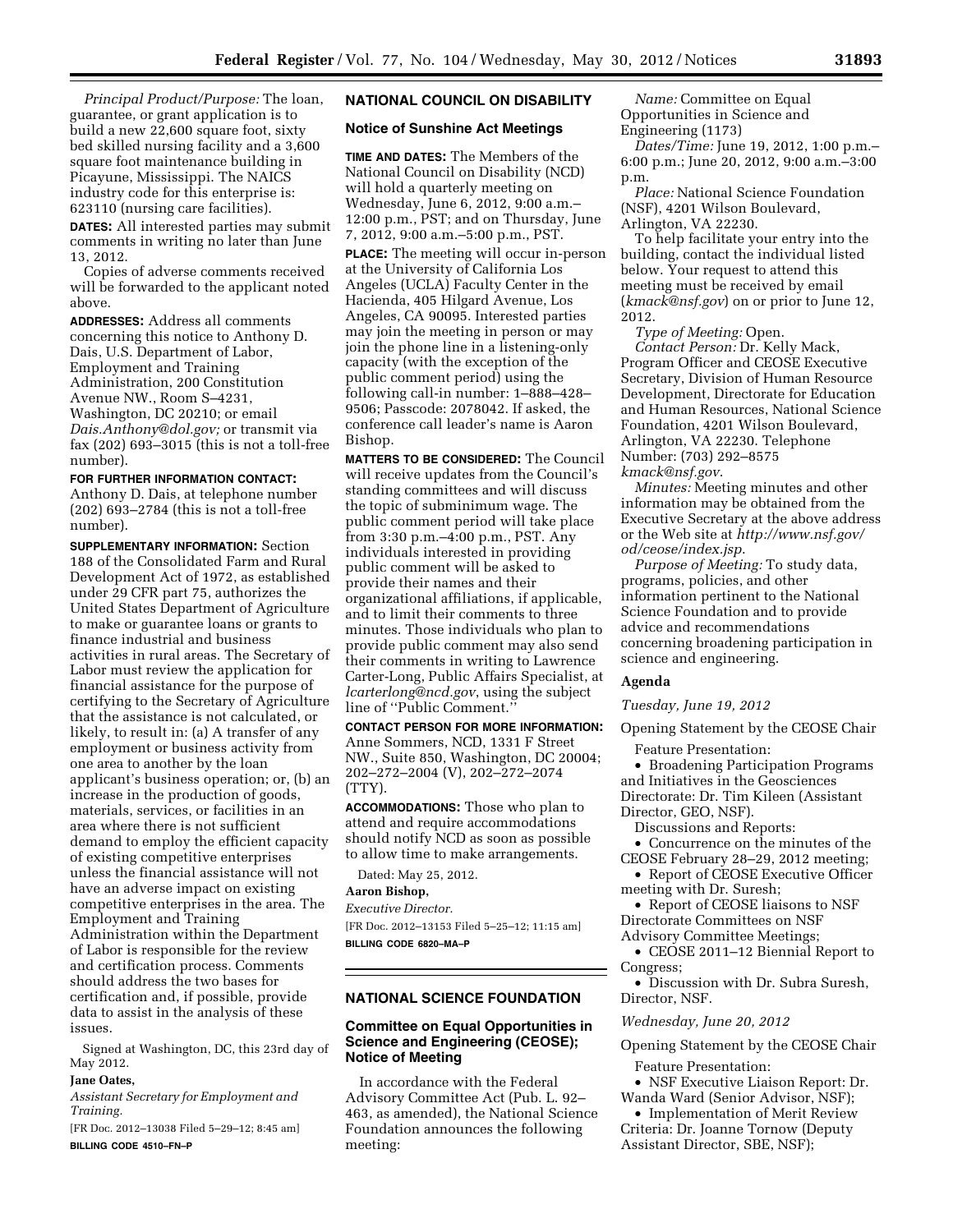*Principal Product/Purpose:* The loan, guarantee, or grant application is to build a new 22,600 square foot, sixty bed skilled nursing facility and a 3,600 square foot maintenance building in Picayune, Mississippi. The NAICS industry code for this enterprise is: 623110 (nursing care facilities).

**DATES:** All interested parties may submit comments in writing no later than June 13, 2012.

Copies of adverse comments received will be forwarded to the applicant noted above.

**ADDRESSES:** Address all comments concerning this notice to Anthony D. Dais, U.S. Department of Labor, Employment and Training Administration, 200 Constitution Avenue NW., Room S–4231, Washington, DC 20210; or email *Dais.Anthony@dol.gov;* or transmit via fax (202) 693–3015 (this is not a toll-free number).

**FOR FURTHER INFORMATION CONTACT:** Anthony D. Dais, at telephone number (202) 693–2784 (this is not a toll-free number).

**SUPPLEMENTARY INFORMATION:** Section 188 of the Consolidated Farm and Rural Development Act of 1972, as established under 29 CFR part 75, authorizes the United States Department of Agriculture to make or guarantee loans or grants to finance industrial and business activities in rural areas. The Secretary of Labor must review the application for financial assistance for the purpose of certifying to the Secretary of Agriculture that the assistance is not calculated, or likely, to result in: (a) A transfer of any employment or business activity from one area to another by the loan applicant's business operation; or, (b) an increase in the production of goods, materials, services, or facilities in an area where there is not sufficient demand to employ the efficient capacity of existing competitive enterprises unless the financial assistance will not have an adverse impact on existing competitive enterprises in the area. The Employment and Training Administration within the Department of Labor is responsible for the review and certification process. Comments should address the two bases for certification and, if possible, provide data to assist in the analysis of these issues.

Signed at Washington, DC, this 23rd day of May 2012.

**Jane Oates,**

*Assistant Secretary for Employment and Training.*

[FR Doc. 2012–13038 Filed 5–29–12; 8:45 am]

**BILLING CODE 4510–FN–P**

## NATIONAL COUNCIL ON DISABILITY

### Notice of Sunshine Act Meetings

**TIME AND DATES:** The Members of the National Council on Disability (NCD) will hold a quarterly meeting on Wednesday, June 6, 2012, 9:00 a.m.–12:00 p.m., PST; and on Thursday, June 7, 2012, 9:00 a.m.–5:00 p.m., PST.

**PLACE:** The meeting will occur in-person at the University of California Los Angeles (UCLA) Faculty Center in the Hacienda, 405 Hilgard Avenue, Los Angeles, CA 90095. Interested parties may join the meeting in person or may join the phone line in a listening-only capacity (with the exception of the public comment period) using the following call-in number: 1–888–428–9506; Passcode: 2078042. If asked, the conference call leader's name is Aaron Bishop.

**MATTERS TO BE CONSIDERED:** The Council will receive updates from the Council's standing committees and will discuss the topic of subminimum wage. The public comment period will take place from 3:30 p.m.–4:00 p.m., PST. Any individuals interested in providing public comment will be asked to provide their names and their organizational affiliations, if applicable, and to limit their comments to three minutes. Those individuals who plan to provide public comment may also send their comments in writing to Lawrence Carter-Long, Public Affairs Specialist, at *lcarterlong@ncd.gov*, using the subject line of ''Public Comment.''

**CONTACT PERSON FOR MORE INFORMATION:** Anne Sommers, NCD, 1331 F Street NW., Suite 850, Washington, DC 20004; 202–272–2004 (V), 202–272–2074 (TTY).

**ACCOMMODATIONS:** Those who plan to attend and require accommodations should notify NCD as soon as possible to allow time to make arrangements.

Dated: May 25, 2012.

**Aaron Bishop,**

*Executive Director.*

[FR Doc. 2012–13153 Filed 5–25–12; 11:15 am]

**BILLING CODE 6820–MA–P**

## NATIONAL SCIENCE FOUNDATION

### Committee on Equal Opportunities in Science and Engineering (CEOSE); Notice of Meeting

In accordance with the Federal Advisory Committee Act (Pub. L. 92–463, as amended), the National Science Foundation announces the following meeting:

*Name:* Committee on Equal Opportunities in Science and Engineering (1173)

*Dates/Time:* June 19, 2012, 1:00 p.m.–6:00 p.m.; June 20, 2012, 9:00 a.m.–3:00 p.m.

*Place:* National Science Foundation (NSF), 4201 Wilson Boulevard, Arlington, VA 22230.

To help facilitate your entry into the building, contact the individual listed below. Your request to attend this meeting must be received by email (*kmack@nsf.gov*) on or prior to June 12, 2012.

*Type of Meeting:* Open.

*Contact Person:* Dr. Kelly Mack, Program Officer and CEOSE Executive Secretary, Division of Human Resource Development, Directorate for Education and Human Resources, National Science Foundation, 4201 Wilson Boulevard, Arlington, VA 22230. Telephone Number: (703) 292–8575 *kmack@nsf.gov*.

*Minutes:* Meeting minutes and other information may be obtained from the Executive Secretary at the above address or the Web site at *http://www.nsf.gov/od/ceose/index.jsp.*

*Purpose of Meeting:* To study data, programs, policies, and other information pertinent to the National Science Foundation and to provide advice and recommendations concerning broadening participation in science and engineering.

#### Agenda

*Tuesday, June 19, 2012*

Opening Statement by the CEOSE Chair

Feature Presentation:

- Broadening Participation Programs and Initiatives in the Geosciences Directorate: Dr. Tim Kileen (Assistant Director, GEO, NSF).

Discussions and Reports:

- Concurrence on the minutes of the CEOSE February 28–29, 2012 meeting;
- Report of CEOSE Executive Officer meeting with Dr. Suresh;
- Report of CEOSE liaisons to NSF Directorate Committees on NSF Advisory Committee Meetings;
- CEOSE 2011–12 Biennial Report to Congress;
- Discussion with Dr. Subra Suresh, Director, NSF.

*Wednesday, June 20, 2012*

Opening Statement by the CEOSE Chair

Feature Presentation:

- NSF Executive Liaison Report: Dr. Wanda Ward (Senior Advisor, NSF);
- Implementation of Merit Review Criteria: Dr. Joanne Tornow (Deputy Assistant Director, SBE, NSF);